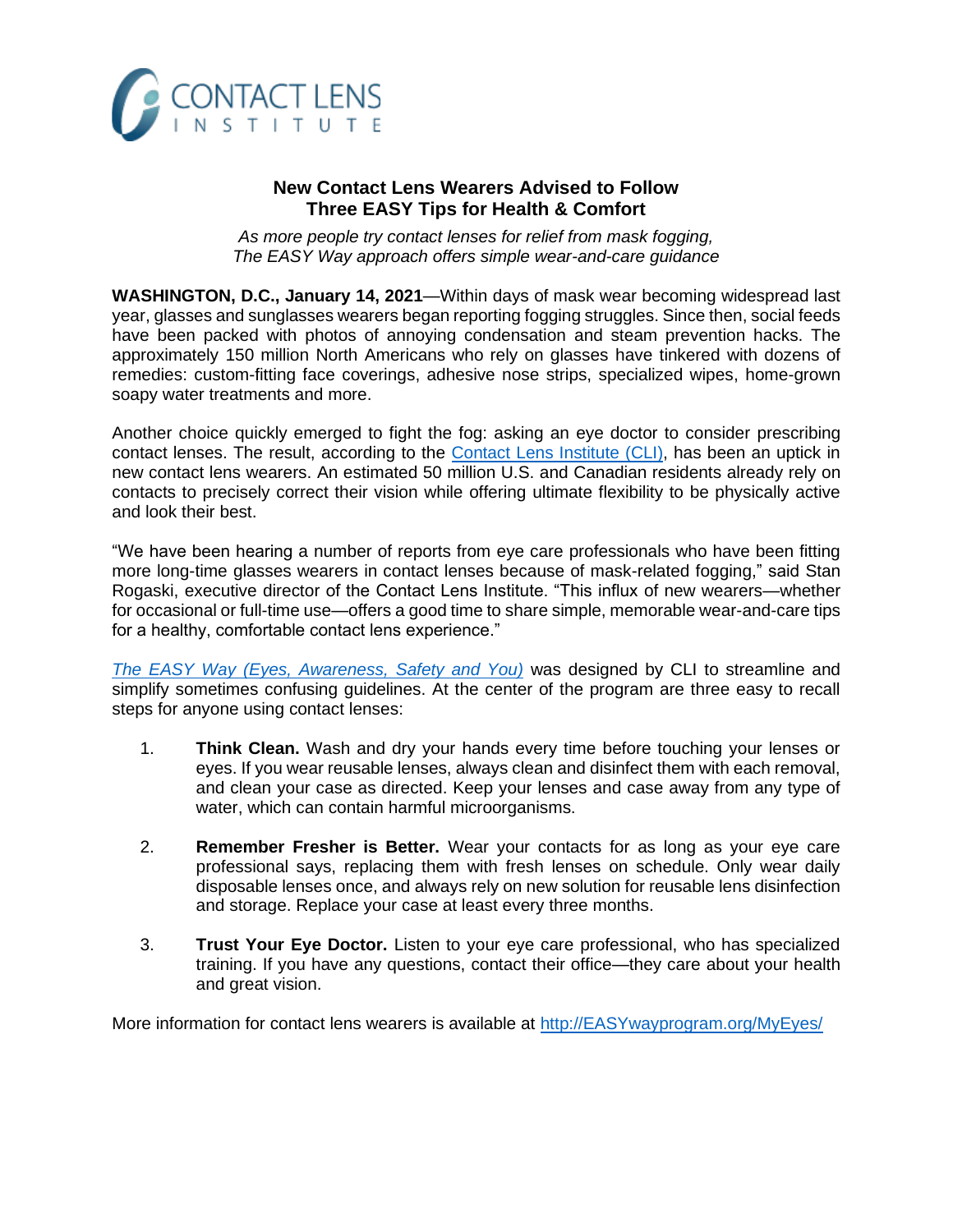CONTACT LENS INSTITUTE

# New Contact Lens Wearers Advised to Follow Three EASY Tips for Health & Comfort

*As more people try contact lenses for relief from mask fogging, The EASY Way approach offers simple wear-and-care guidance*

**WASHINGTON, D.C., January 14, 2021**—Within days of mask wear becoming widespread last year, glasses and sunglasses wearers began reporting fogging struggles. Since then, social feeds have been packed with photos of annoying condensation and steam prevention hacks. The approximately 150 million North Americans who rely on glasses have tinkered with dozens of remedies: custom-fitting face coverings, adhesive nose strips, specialized wipes, home-grown soapy water treatments and more.

Another choice quickly emerged to fight the fog: asking an eye doctor to consider prescribing contact lenses. The result, according to the Contact Lens Institute (CLI), has been an uptick in new contact lens wearers. An estimated 50 million U.S. and Canadian residents already rely on contacts to precisely correct their vision while offering ultimate flexibility to be physically active and look their best.

"We have been hearing a number of reports from eye care professionals who have been fitting more long-time glasses wearers in contact lenses because of mask-related fogging," said Stan Rogaski, executive director of the Contact Lens Institute. "This influx of new wearers—whether for occasional or full-time use—offers a good time to share simple, memorable wear-and-care tips for a healthy, comfortable contact lens experience."

*The EASY Way (Eyes, Awareness, Safety and You)* was designed by CLI to streamline and simplify sometimes confusing guidelines. At the center of the program are three easy to recall steps for anyone using contact lenses:

1. **Think Clean.** Wash and dry your hands every time before touching your lenses or eyes. If you wear reusable lenses, always clean and disinfect them with each removal, and clean your case as directed. Keep your lenses and case away from any type of water, which can contain harmful microorganisms.

2. **Remember Fresher is Better.** Wear your contacts for as long as your eye care professional says, replacing them with fresh lenses on schedule. Only wear daily disposable lenses once, and always rely on new solution for reusable lens disinfection and storage. Replace your case at least every three months.

3. **Trust Your Eye Doctor.** Listen to your eye care professional, who has specialized training. If you have any questions, contact their office—they care about your health and great vision.

More information for contact lens wearers is available at http://EASYwayprogram.org/MyEyes/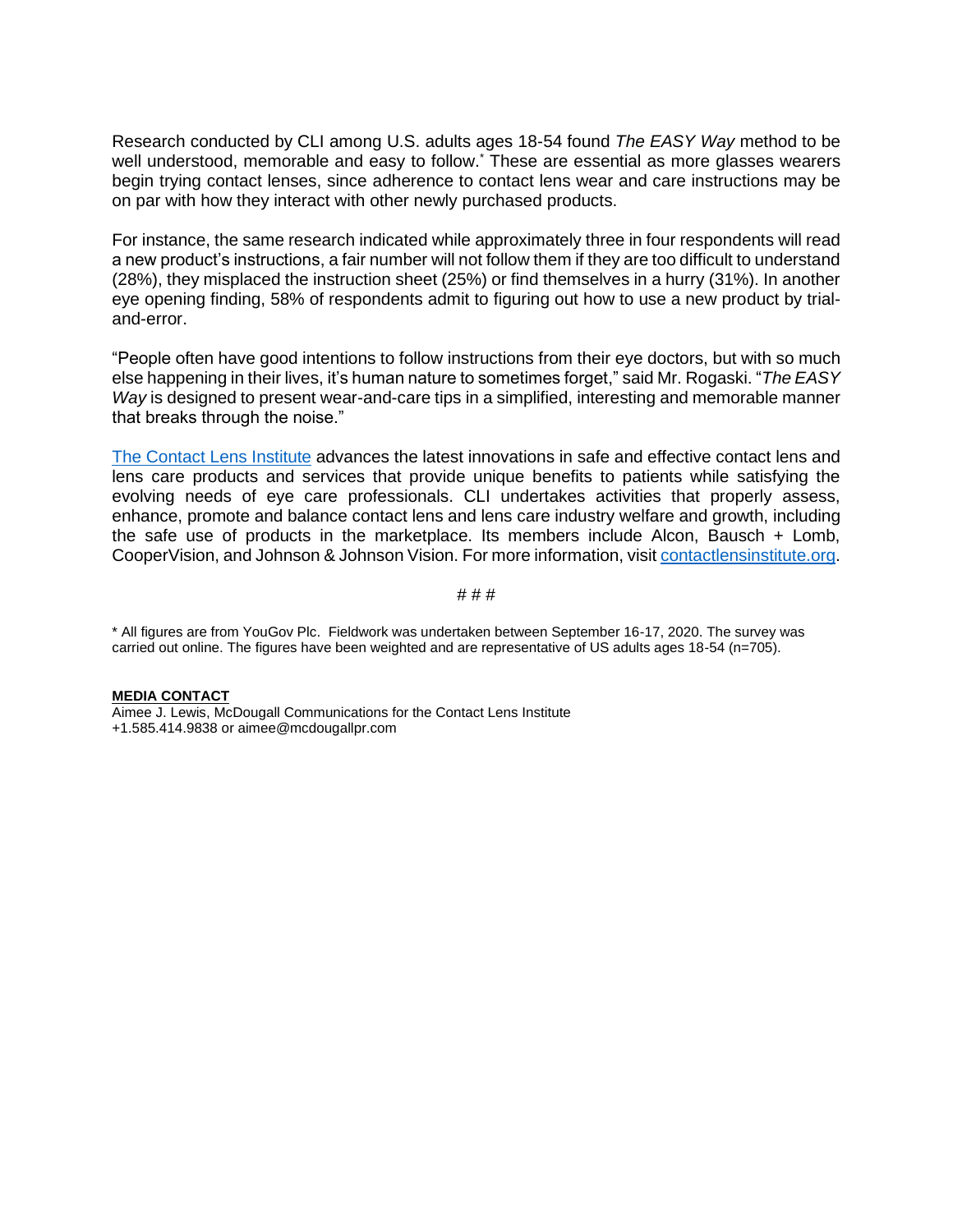Research conducted by CLI among U.S. adults ages 18-54 found *The EASY Way* method to be well understood, memorable and easy to follow.* These are essential as more glasses wearers begin trying contact lenses, since adherence to contact lens wear and care instructions may be on par with how they interact with other newly purchased products.

For instance, the same research indicated while approximately three in four respondents will read a new product's instructions, a fair number will not follow them if they are too difficult to understand (28%), they misplaced the instruction sheet (25%) or find themselves in a hurry (31%). In another eye opening finding, 58% of respondents admit to figuring out how to use a new product by trial-and-error.

"People often have good intentions to follow instructions from their eye doctors, but with so much else happening in their lives, it's human nature to sometimes forget," said Mr. Rogaski. "*The EASY Way* is designed to present wear-and-care tips in a simplified, interesting and memorable manner that breaks through the noise."

[The Contact Lens Institute](https://www.contactlensinstitute.org) advances the latest innovations in safe and effective contact lens and lens care products and services that provide unique benefits to patients while satisfying the evolving needs of eye care professionals. CLI undertakes activities that properly assess, enhance, promote and balance contact lens and lens care industry welfare and growth, including the safe use of products in the marketplace. Its members include Alcon, Bausch + Lomb, CooperVision, and Johnson & Johnson Vision. For more information, visit [contactlensinstitute.org](https://www.contactlensinstitute.org).

# # #

* All figures are from YouGov Plc. Fieldwork was undertaken between September 16-17, 2020. The survey was carried out online. The figures have been weighted and are representative of US adults ages 18-54 (n=705).

**MEDIA CONTACT**

Aimee J. Lewis, McDougall Communications for the Contact Lens Institute
+1.585.414.9838 or aimee@mcdougallpr.com